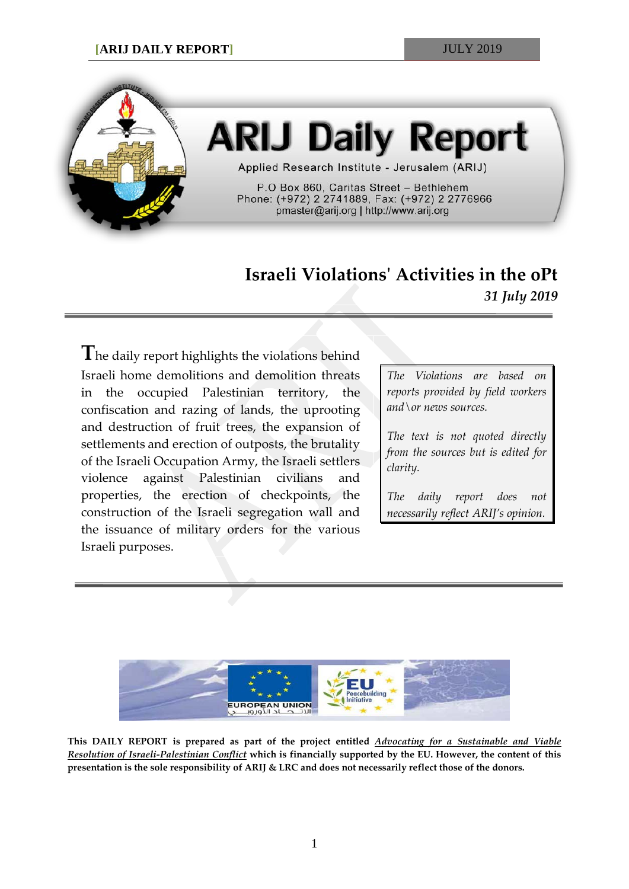# ARIJ Daily Report

Applied Research Institute - Jerusalem (ARIJ)

P.O Box 860, Caritas Street – Bethlehem
Phone: (+972) 2 2741889, Fax: (+972) 2 2776966
pmaster@arij.org | http://www.arij.org

## Israeli Violations' Activities in the oPt

*31 July 2019*

The daily report highlights the violations behind Israeli home demolitions and demolition threats in the occupied Palestinian territory, the confiscation and razing of lands, the uprooting and destruction of fruit trees, the expansion of settlements and erection of outposts, the brutality of the Israeli Occupation Army, the Israeli settlers violence against Palestinian civilians and properties, the erection of checkpoints, the construction of the Israeli segregation wall and the issuance of military orders for the various Israeli purposes.

*The Violations are based on reports provided by field workers and\or news sources.*

*The text is not quoted directly from the sources but is edited for clarity.*

*The daily report does not necessarily reflect ARIJ's opinion.*

**This DAILY REPORT is prepared as part of the project entitled *Advocating for a Sustainable and Viable Resolution of Israeli-Palestinian Conflict* which is financially supported by the EU. However, the content of this presentation is the sole responsibility of ARIJ & LRC and does not necessarily reflect those of the donors.**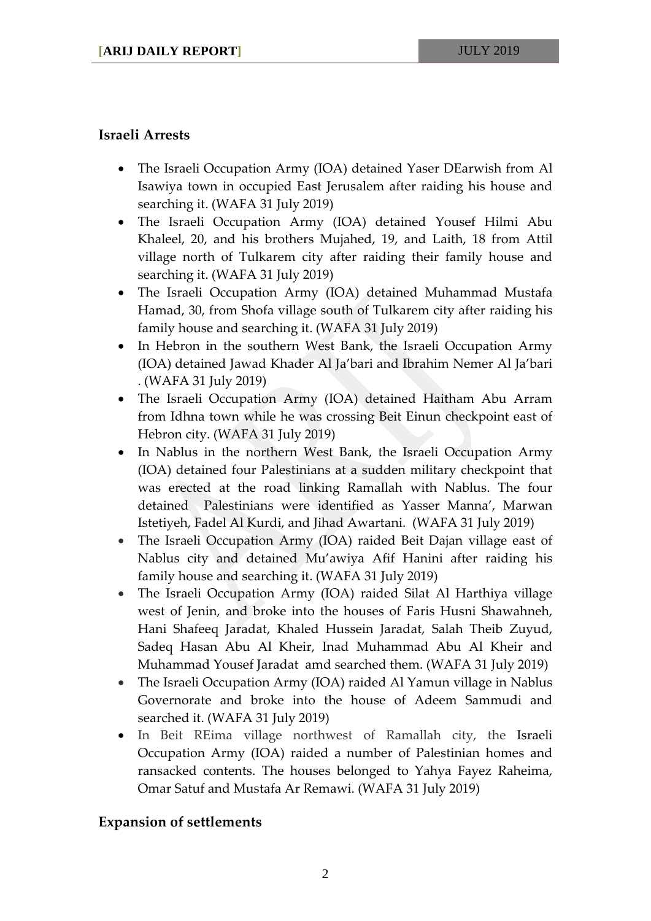## Israeli Arrests

- The Israeli Occupation Army (IOA) detained Yaser DEarwish from Al Isawiya town in occupied East Jerusalem after raiding his house and searching it. (WAFA 31 July 2019)
- The Israeli Occupation Army (IOA) detained Yousef Hilmi Abu Khaleel, 20, and his brothers Mujahed, 19, and Laith, 18 from Attil village north of Tulkarem city after raiding their family house and searching it. (WAFA 31 July 2019)
- The Israeli Occupation Army (IOA) detained Muhammad Mustafa Hamad, 30, from Shofa village south of Tulkarem city after raiding his family house and searching it. (WAFA 31 July 2019)
- In Hebron in the southern West Bank, the Israeli Occupation Army (IOA) detained Jawad Khader Al Ja'bari and Ibrahim Nemer Al Ja'bari . (WAFA 31 July 2019)
- The Israeli Occupation Army (IOA) detained Haitham Abu Arram from Idhna town while he was crossing Beit Einun checkpoint east of Hebron city. (WAFA 31 July 2019)
- In Nablus in the northern West Bank, the Israeli Occupation Army (IOA) detained four Palestinians at a sudden military checkpoint that was erected at the road linking Ramallah with Nablus. The four detained Palestinians were identified as Yasser Manna', Marwan Istetiyeh, Fadel Al Kurdi, and Jihad Awartani. (WAFA 31 July 2019)
- The Israeli Occupation Army (IOA) raided Beit Dajan village east of Nablus city and detained Mu'awiya Afif Hanini after raiding his family house and searching it. (WAFA 31 July 2019)
- The Israeli Occupation Army (IOA) raided Silat Al Harthiya village west of Jenin, and broke into the houses of Faris Husni Shawahneh, Hani Shafeeq Jaradat, Khaled Hussein Jaradat, Salah Theib Zuyud, Sadeq Hasan Abu Al Kheir, Inad Muhammad Abu Al Kheir and Muhammad Yousef Jaradat amd searched them. (WAFA 31 July 2019)
- The Israeli Occupation Army (IOA) raided Al Yamun village in Nablus Governorate and broke into the house of Adeem Sammudi and searched it. (WAFA 31 July 2019)
- In Beit REima village northwest of Ramallah city, the Israeli Occupation Army (IOA) raided a number of Palestinian homes and ransacked contents. The houses belonged to Yahya Fayez Raheima, Omar Satuf and Mustafa Ar Remawi. (WAFA 31 July 2019)

## Expansion of settlements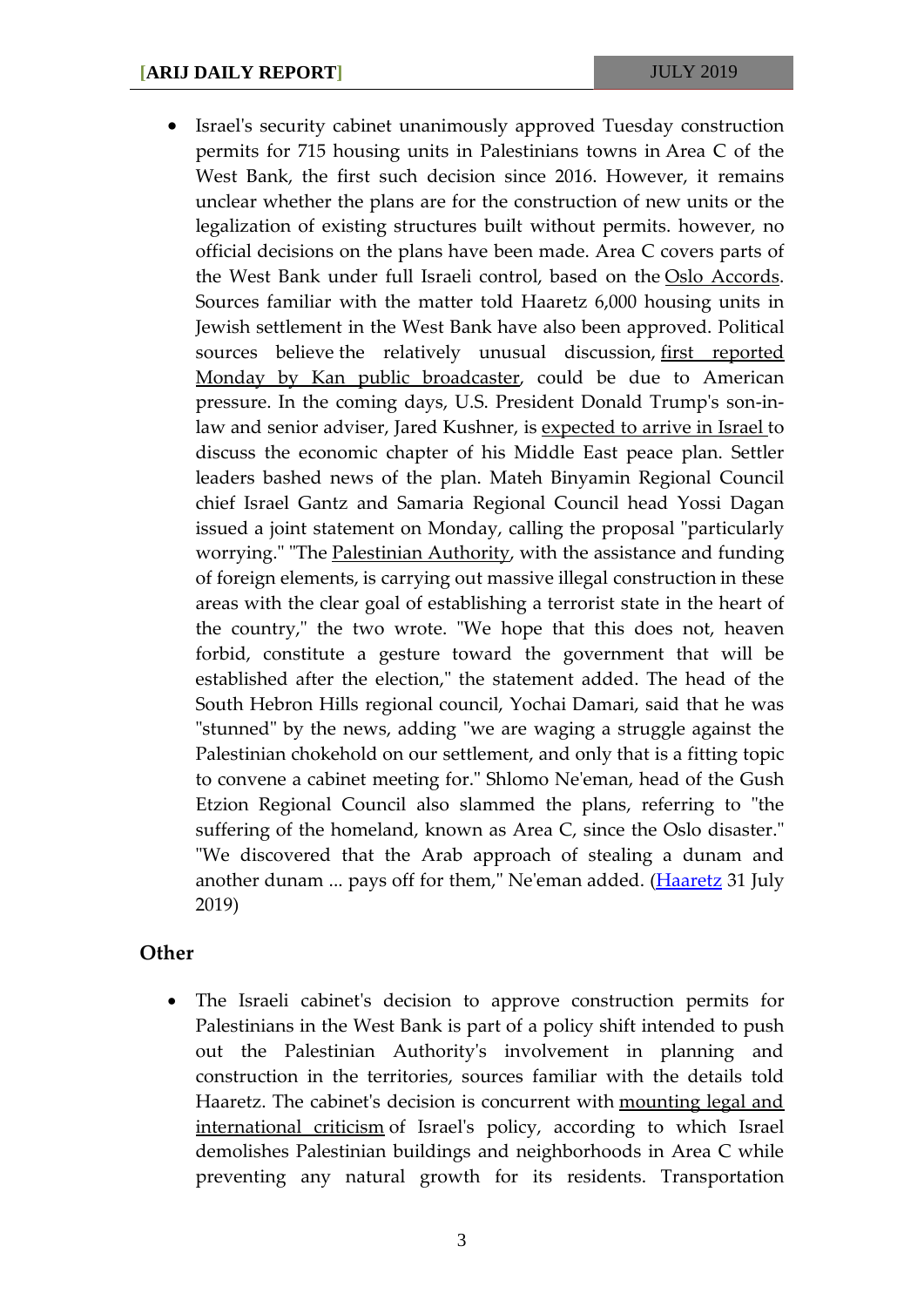- Israel's security cabinet unanimously approved Tuesday construction permits for 715 housing units in Palestinians towns in Area C of the West Bank, the first such decision since 2016. However, it remains unclear whether the plans are for the construction of new units or the legalization of existing structures built without permits. however, no official decisions on the plans have been made. Area C covers parts of the West Bank under full Israeli control, based on the Oslo Accords. Sources familiar with the matter told Haaretz 6,000 housing units in Jewish settlement in the West Bank have also been approved. Political sources believe the relatively unusual discussion, first reported Monday by Kan public broadcaster, could be due to American pressure. In the coming days, U.S. President Donald Trump's son-in-law and senior adviser, Jared Kushner, is expected to arrive in Israel to discuss the economic chapter of his Middle East peace plan. Settler leaders bashed news of the plan. Mateh Binyamin Regional Council chief Israel Gantz and Samaria Regional Council head Yossi Dagan issued a joint statement on Monday, calling the proposal "particularly worrying." "The Palestinian Authority, with the assistance and funding of foreign elements, is carrying out massive illegal construction in these areas with the clear goal of establishing a terrorist state in the heart of the country," the two wrote. "We hope that this does not, heaven forbid, constitute a gesture toward the government that will be established after the election," the statement added. The head of the South Hebron Hills regional council, Yochai Damari, said that he was "stunned" by the news, adding "we are waging a struggle against the Palestinian chokehold on our settlement, and only that is a fitting topic to convene a cabinet meeting for." Shlomo Ne'eman, head of the Gush Etzion Regional Council also slammed the plans, referring to "the suffering of the homeland, known as Area C, since the Oslo disaster." "We discovered that the Arab approach of stealing a dunam and another dunam ... pays off for them," Ne'eman added. (Haaretz 31 July 2019)

## Other

- The Israeli cabinet's decision to approve construction permits for Palestinians in the West Bank is part of a policy shift intended to push out the Palestinian Authority's involvement in planning and construction in the territories, sources familiar with the details told Haaretz. The cabinet's decision is concurrent with mounting legal and international criticism of Israel's policy, according to which Israel demolishes Palestinian buildings and neighborhoods in Area C while preventing any natural growth for its residents. Transportation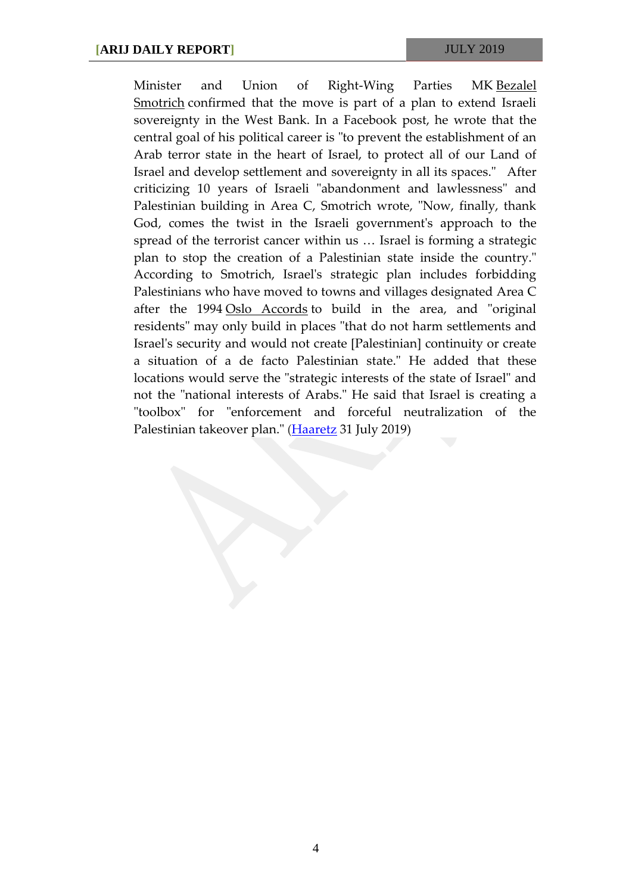Minister and Union of Right-Wing Parties MK Bezalel Smotrich confirmed that the move is part of a plan to extend Israeli sovereignty in the West Bank. In a Facebook post, he wrote that the central goal of his political career is "to prevent the establishment of an Arab terror state in the heart of Israel, to protect all of our Land of Israel and develop settlement and sovereignty in all its spaces." After criticizing 10 years of Israeli "abandonment and lawlessness" and Palestinian building in Area C, Smotrich wrote, "Now, finally, thank God, comes the twist in the Israeli government's approach to the spread of the terrorist cancer within us … Israel is forming a strategic plan to stop the creation of a Palestinian state inside the country." According to Smotrich, Israel's strategic plan includes forbidding Palestinians who have moved to towns and villages designated Area C after the 1994 Oslo Accords to build in the area, and "original residents" may only build in places "that do not harm settlements and Israel's security and would not create [Palestinian] continuity or create a situation of a de facto Palestinian state." He added that these locations would serve the "strategic interests of the state of Israel" and not the "national interests of Arabs." He said that Israel is creating a "toolbox" for "enforcement and forceful neutralization of the Palestinian takeover plan." (Haaretz 31 July 2019)